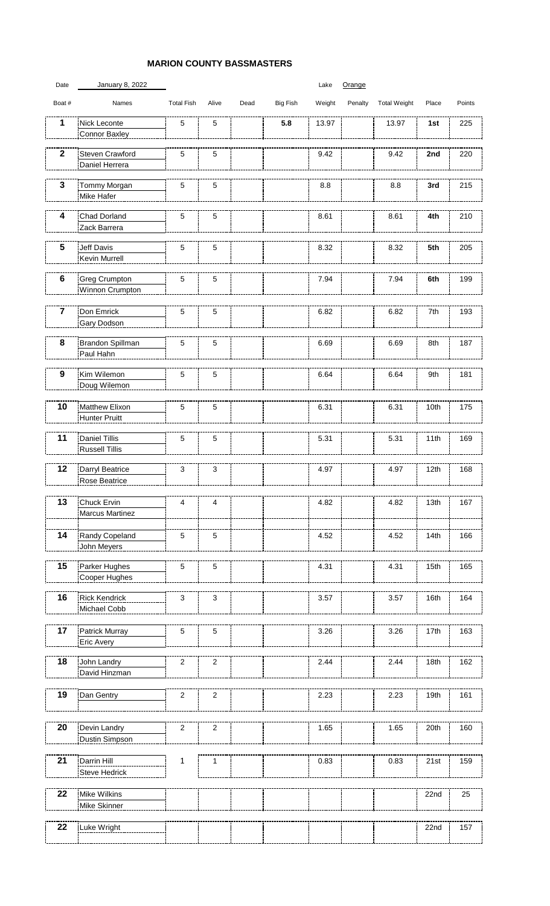# MARION COUNTY BASSMASTERS

Date: January 8, 2022 | Lake: Orange

| Boat # | Names | Total Fish | Alive | Dead | Big Fish | Weight | Penalty | Total Weight | Place | Points |
|---|---|---|---|---|---|---|---|---|---|---|
| **1** | Nick Leconte<br>Connor Baxley | 5 | 5 | | **5.8** | 13.97 | | 13.97 | **1st** | 225 |
| **2** | Steven Crawford<br>Daniel Herrera | 5 | 5 | | | 9.42 | | 9.42 | **2nd** | 220 |
| **3** | Tommy Morgan<br>Mike Hafer | 5 | 5 | | | 8.8 | | 8.8 | **3rd** | 215 |
| **4** | Chad Dorland<br>Zack Barrera | 5 | 5 | | | 8.61 | | 8.61 | **4th** | 210 |
| **5** | Jeff Davis<br>Kevin Murrell | 5 | 5 | | | 8.32 | | 8.32 | **5th** | 205 |
| **6** | Greg Crumpton<br>Winnon Crumpton | 5 | 5 | | | 7.94 | | 7.94 | **6th** | 199 |
| **7** | Don Emrick<br>Gary Dodson | 5 | 5 | | | 6.82 | | 6.82 | 7th | 193 |
| **8** | Brandon Spillman<br>Paul Hahn | 5 | 5 | | | 6.69 | | 6.69 | 8th | 187 |
| **9** | Kim Wilemon<br>Doug Wilemon | 5 | 5 | | | 6.64 | | 6.64 | 9th | 181 |
| **10** | Matthew Elixon<br>Hunter Pruitt | 5 | 5 | | | 6.31 | | 6.31 | 10th | 175 |
| **11** | Daniel Tillis<br>Russell Tillis | 5 | 5 | | | 5.31 | | 5.31 | 11th | 169 |
| **12** | Darryl Beatrice<br>Rose Beatrice | 3 | 3 | | | 4.97 | | 4.97 | 12th | 168 |
| **13** | Chuck Ervin<br>Marcus Martinez | 4 | 4 | | | 4.82 | | 4.82 | 13th | 167 |
| **14** | Randy Copeland<br>John Meyers | 5 | 5 | | | 4.52 | | 4.52 | 14th | 166 |
| **15** | Parker Hughes<br>Cooper Hughes | 5 | 5 | | | 4.31 | | 4.31 | 15th | 165 |
| **16** | Rick Kendrick<br>Michael Cobb | 3 | 3 | | | 3.57 | | 3.57 | 16th | 164 |
| **17** | Patrick Murray<br>Eric Avery | 5 | 5 | | | 3.26 | | 3.26 | 17th | 163 |
| **18** | John Landry<br>David Hinzman | 2 | 2 | | | 2.44 | | 2.44 | 18th | 162 |
| **19** | Dan Gentry | 2 | 2 | | | 2.23 | | 2.23 | 19th | 161 |
| **20** | Devin Landry<br>Dustin Simpson | 2 | 2 | | | 1.65 | | 1.65 | 20th | 160 |
| **21** | Darrin Hill<br>Steve Hedrick | 1 | 1 | | | 0.83 | | 0.83 | 21st | 159 |
| **22** | Mike Wilkins<br>Mike Skinner | | | | | | | | 22nd | 25 |
| **22** | Luke Wright | | | | | | | | 22nd | 157 |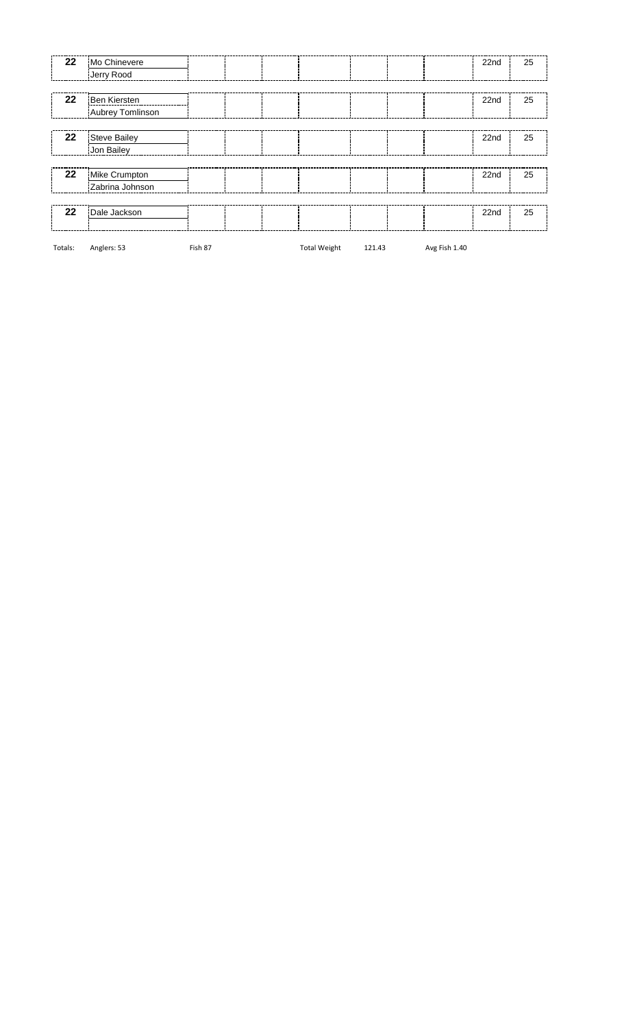| | | | | | | | | | |
|---|---|---|---|---|---|---|---|---|---|
| **22** | Mo Chinevere<br>Jerry Rood | | | | | | | 22nd | 25 |
| **22** | Ben Kiersten<br>Aubrey Tomlinson | | | | | | | 22nd | 25 |
| **22** | Steve Bailey<br>Jon Bailey | | | | | | | 22nd | 25 |
| **22** | Mike Crumpton<br>Zabrina Johnson | | | | | | | 22nd | 25 |
| **22** | Dale Jackson | | | | | | | 22nd | 25 |

Totals: Anglers: 53 Fish 87 Total Weight 121.43 Avg Fish 1.40